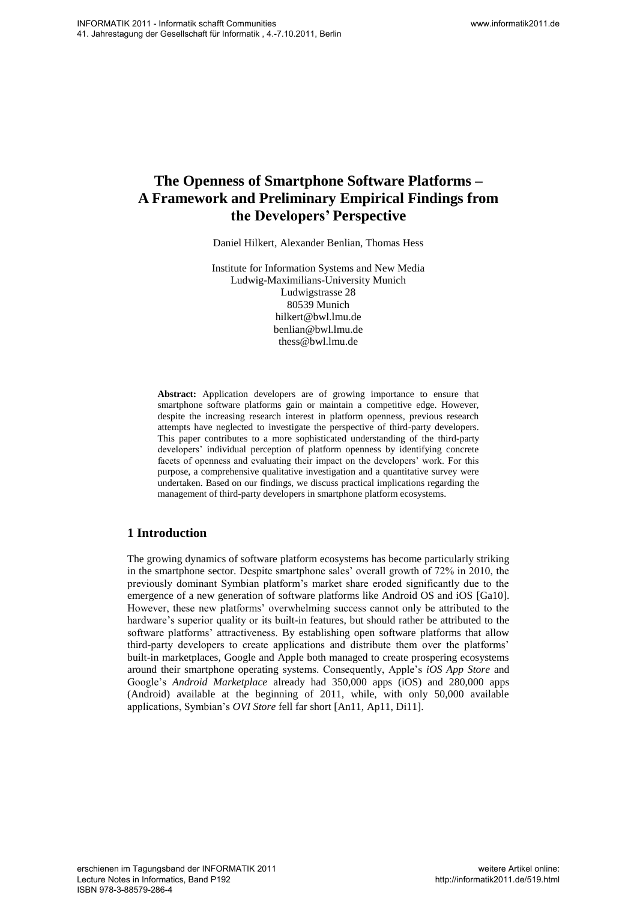# The Openness of Smartphone Software Platforms – A Framework and Preliminary Empirical Findings from the Developers' Perspective

Daniel Hilkert, Alexander Benlian, Thomas Hess

Institute for Information Systems and New Media
Ludwig-Maximilians-University Munich
Ludwigstrasse 28
80539 Munich
hilkert@bwl.lmu.de
benlian@bwl.lmu.de
thess@bwl.lmu.de

**Abstract:** Application developers are of growing importance to ensure that smartphone software platforms gain or maintain a competitive edge. However, despite the increasing research interest in platform openness, previous research attempts have neglected to investigate the perspective of third-party developers. This paper contributes to a more sophisticated understanding of the third-party developers' individual perception of platform openness by identifying concrete facets of openness and evaluating their impact on the developers' work. For this purpose, a comprehensive qualitative investigation and a quantitative survey were undertaken. Based on our findings, we discuss practical implications regarding the management of third-party developers in smartphone platform ecosystems.

## 1 Introduction

The growing dynamics of software platform ecosystems has become particularly striking in the smartphone sector. Despite smartphone sales' overall growth of 72% in 2010, the previously dominant Symbian platform's market share eroded significantly due to the emergence of a new generation of software platforms like Android OS and iOS [Ga10]. However, these new platforms' overwhelming success cannot only be attributed to the hardware's superior quality or its built-in features, but should rather be attributed to the software platforms' attractiveness. By establishing open software platforms that allow third-party developers to create applications and distribute them over the platforms' built-in marketplaces, Google and Apple both managed to create prospering ecosystems around their smartphone operating systems. Consequently, Apple's *iOS App Store* and Google's *Android Marketplace* already had 350,000 apps (iOS) and 280,000 apps (Android) available at the beginning of 2011, while, with only 50,000 available applications, Symbian's *OVI Store* fell far short [An11, Ap11, Di11].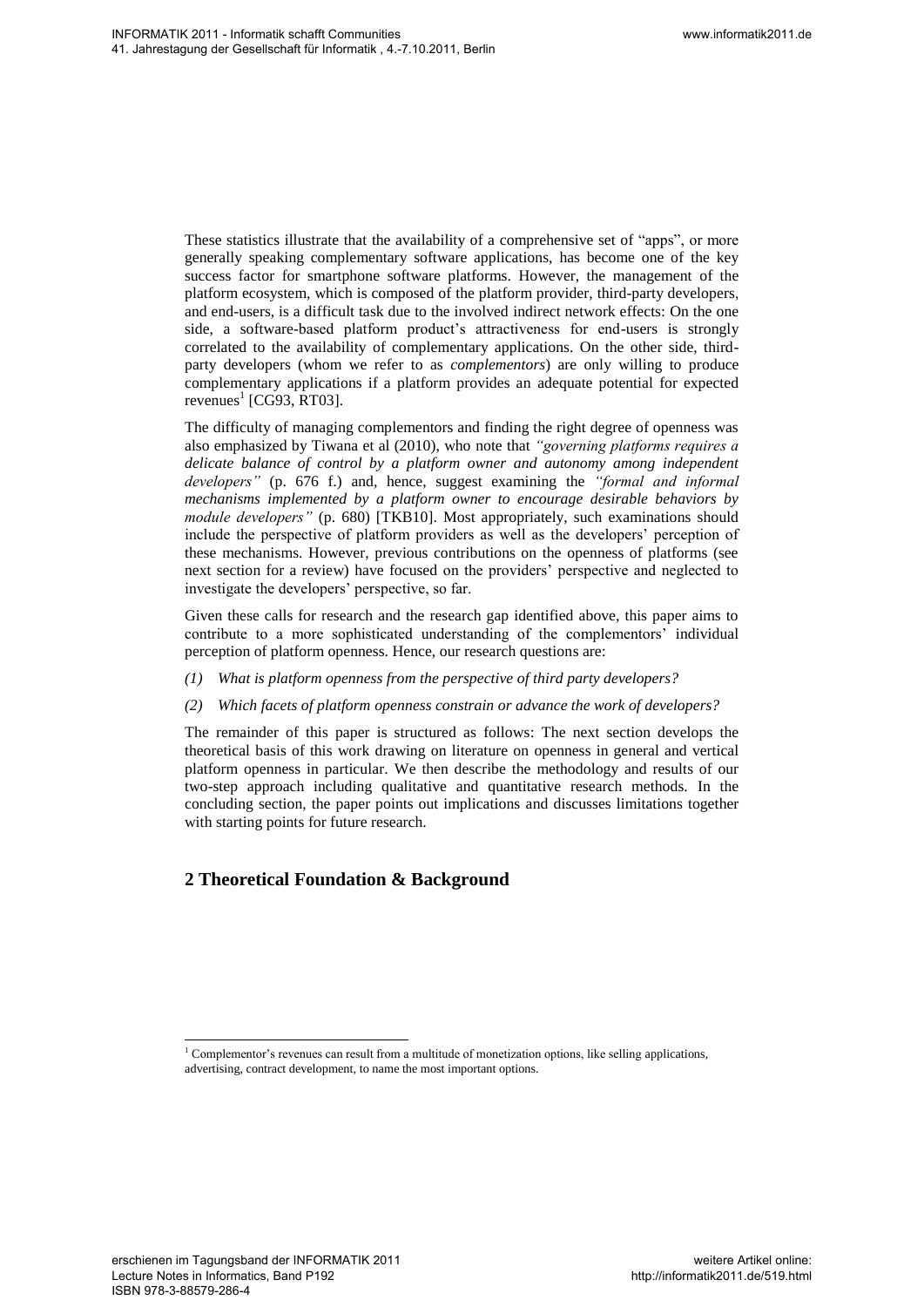These statistics illustrate that the availability of a comprehensive set of "apps", or more generally speaking complementary software applications, has become one of the key success factor for smartphone software platforms. However, the management of the platform ecosystem, which is composed of the platform provider, third-party developers, and end-users, is a difficult task due to the involved indirect network effects: On the one side, a software-based platform product's attractiveness for end-users is strongly correlated to the availability of complementary applications. On the other side, third-party developers (whom we refer to as *complementors*) are only willing to produce complementary applications if a platform provides an adequate potential for expected revenues[1] [CG93, RT03].

The difficulty of managing complementors and finding the right degree of openness was also emphasized by Tiwana et al (2010), who note that *"governing platforms requires a delicate balance of control by a platform owner and autonomy among independent developers"* (p. 676 f.) and, hence, suggest examining the *"formal and informal mechanisms implemented by a platform owner to encourage desirable behaviors by module developers"* (p. 680) [TKB10]. Most appropriately, such examinations should include the perspective of platform providers as well as the developers' perception of these mechanisms. However, previous contributions on the openness of platforms (see next section for a review) have focused on the providers' perspective and neglected to investigate the developers' perspective, so far.

Given these calls for research and the research gap identified above, this paper aims to contribute to a more sophisticated understanding of the complementors' individual perception of platform openness. Hence, our research questions are:

*(1) What is platform openness from the perspective of third party developers?*

*(2) Which facets of platform openness constrain or advance the work of developers?*

The remainder of this paper is structured as follows: The next section develops the theoretical basis of this work drawing on literature on openness in general and vertical platform openness in particular. We then describe the methodology and results of our two-step approach including qualitative and quantitative research methods. In the concluding section, the paper points out implications and discusses limitations together with starting points for future research.

## 2 Theoretical Foundation & Background

[1] Complementor's revenues can result from a multitude of monetization options, like selling applications, advertising, contract development, to name the most important options.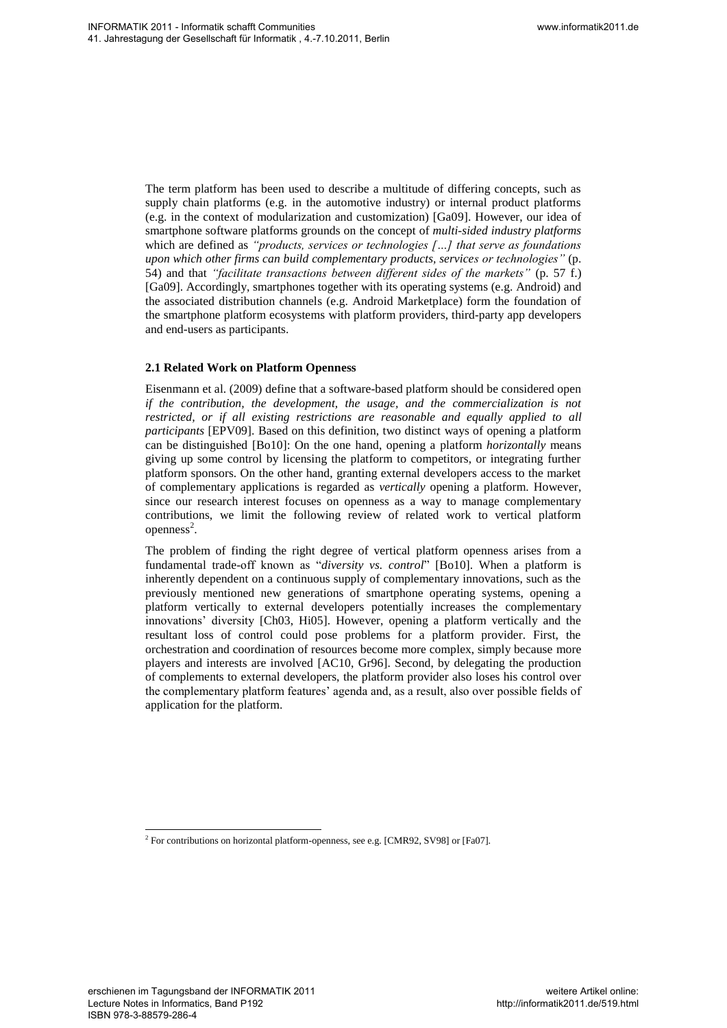The term platform has been used to describe a multitude of differing concepts, such as supply chain platforms (e.g. in the automotive industry) or internal product platforms (e.g. in the context of modularization and customization) [Ga09]. However, our idea of smartphone software platforms grounds on the concept of *multi-sided industry platforms* which are defined as *"products, services or technologies […] that serve as foundations upon which other firms can build complementary products, services or technologies"* (p. 54) and that *"facilitate transactions between different sides of the markets"* (p. 57 f.) [Ga09]. Accordingly, smartphones together with its operating systems (e.g. Android) and the associated distribution channels (e.g. Android Marketplace) form the foundation of the smartphone platform ecosystems with platform providers, third-party app developers and end-users as participants.

### 2.1 Related Work on Platform Openness

Eisenmann et al. (2009) define that a software-based platform should be considered open *if the contribution, the development, the usage, and the commercialization is not restricted, or if all existing restrictions are reasonable and equally applied to all participants* [EPV09]. Based on this definition, two distinct ways of opening a platform can be distinguished [Bo10]: On the one hand, opening a platform *horizontally* means giving up some control by licensing the platform to competitors, or integrating further platform sponsors. On the other hand, granting external developers access to the market of complementary applications is regarded as *vertically* opening a platform. However, since our research interest focuses on openness as a way to manage complementary contributions, we limit the following review of related work to vertical platform openness[2].

The problem of finding the right degree of vertical platform openness arises from a fundamental trade-off known as "*diversity vs. control*" [Bo10]. When a platform is inherently dependent on a continuous supply of complementary innovations, such as the previously mentioned new generations of smartphone operating systems, opening a platform vertically to external developers potentially increases the complementary innovations' diversity [Ch03, Hi05]. However, opening a platform vertically and the resultant loss of control could pose problems for a platform provider. First, the orchestration and coordination of resources become more complex, simply because more players and interests are involved [AC10, Gr96]. Second, by delegating the production of complements to external developers, the platform provider also loses his control over the complementary platform features' agenda and, as a result, also over possible fields of application for the platform.

---

[2] For contributions on horizontal platform-openness, see e.g. [CMR92, SV98] or [Fa07].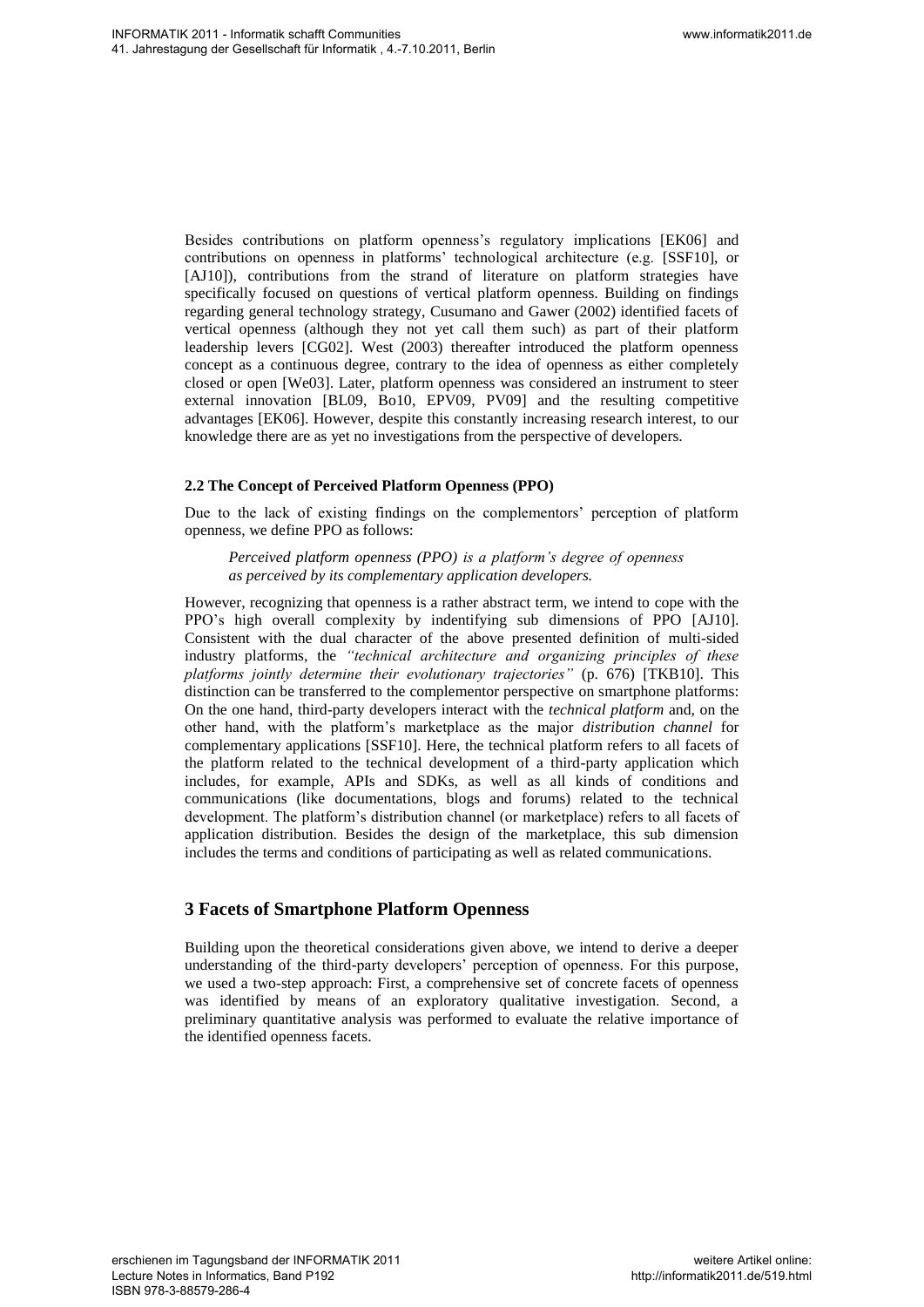Besides contributions on platform openness's regulatory implications [EK06] and contributions on openness in platforms' technological architecture (e.g. [SSF10], or [AJ10]), contributions from the strand of literature on platform strategies have specifically focused on questions of vertical platform openness. Building on findings regarding general technology strategy, Cusumano and Gawer (2002) identified facets of vertical openness (although they not yet call them such) as part of their platform leadership levers [CG02]. West (2003) thereafter introduced the platform openness concept as a continuous degree, contrary to the idea of openness as either completely closed or open [We03]. Later, platform openness was considered an instrument to steer external innovation [BL09, Bo10, EPV09, PV09] and the resulting competitive advantages [EK06]. However, despite this constantly increasing research interest, to our knowledge there are as yet no investigations from the perspective of developers.

### 2.2 The Concept of Perceived Platform Openness (PPO)

Due to the lack of existing findings on the complementors' perception of platform openness, we define PPO as follows:

> *Perceived platform openness (PPO) is a platform's degree of openness as perceived by its complementary application developers.*

However, recognizing that openness is a rather abstract term, we intend to cope with the PPO's high overall complexity by indentifying sub dimensions of PPO [AJ10]. Consistent with the dual character of the above presented definition of multi-sided industry platforms, the *"technical architecture and organizing principles of these platforms jointly determine their evolutionary trajectories"* (p. 676) [TKB10]. This distinction can be transferred to the complementor perspective on smartphone platforms: On the one hand, third-party developers interact with the *technical platform* and, on the other hand, with the platform's marketplace as the major *distribution channel* for complementary applications [SSF10]. Here, the technical platform refers to all facets of the platform related to the technical development of a third-party application which includes, for example, APIs and SDKs, as well as all kinds of conditions and communications (like documentations, blogs and forums) related to the technical development. The platform's distribution channel (or marketplace) refers to all facets of application distribution. Besides the design of the marketplace, this sub dimension includes the terms and conditions of participating as well as related communications.

## 3 Facets of Smartphone Platform Openness

Building upon the theoretical considerations given above, we intend to derive a deeper understanding of the third-party developers' perception of openness. For this purpose, we used a two-step approach: First, a comprehensive set of concrete facets of openness was identified by means of an exploratory qualitative investigation. Second, a preliminary quantitative analysis was performed to evaluate the relative importance of the identified openness facets.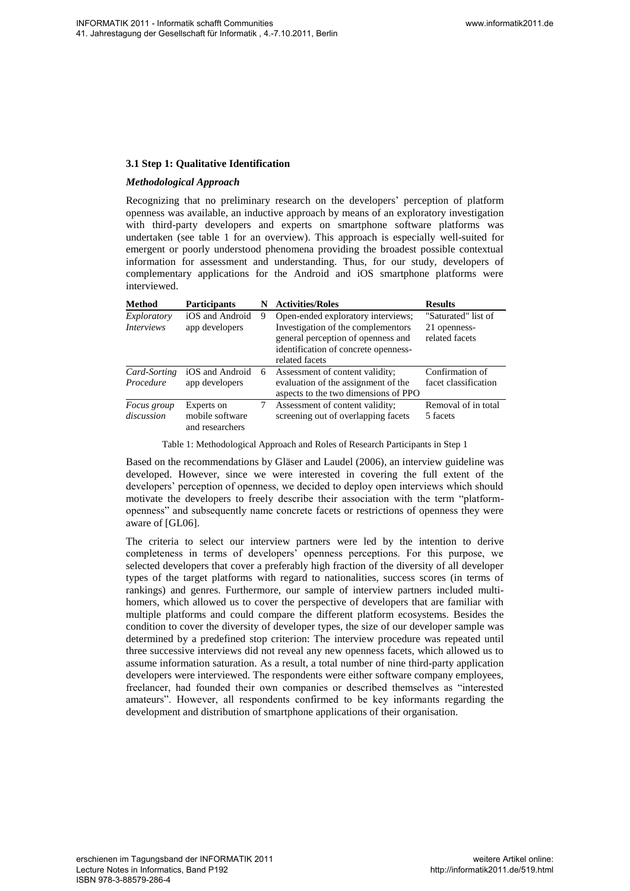### 3.1 Step 1: Qualitative Identification

#### *Methodological Approach*

Recognizing that no preliminary research on the developers' perception of platform openness was available, an inductive approach by means of an exploratory investigation with third-party developers and experts on smartphone software platforms was undertaken (see table 1 for an overview). This approach is especially well-suited for emergent or poorly understood phenomena providing the broadest possible contextual information for assessment and understanding. Thus, for our study, developers of complementary applications for the Android and iOS smartphone platforms were interviewed.

| Method | Participants | N | Activities/Roles | Results |
|---|---|---|---|---|
| *Exploratory Interviews* | iOS and Android app developers | 9 | Open-ended exploratory interviews; Investigation of the complementors general perception of openness and identification of concrete openness-related facets | "Saturated" list of 21 openness-related facets |
| *Card-Sorting Procedure* | iOS and Android app developers | 6 | Assessment of content validity; evaluation of the assignment of the aspects to the two dimensions of PPO | Confirmation of facet classification |
| *Focus group discussion* | Experts on mobile software and researchers | 7 | Assessment of content validity; screening out of overlapping facets | Removal of in total 5 facets |

Table 1: Methodological Approach and Roles of Research Participants in Step 1

Based on the recommendations by Gläser and Laudel (2006), an interview guideline was developed. However, since we were interested in covering the full extent of the developers' perception of openness, we decided to deploy open interviews which should motivate the developers to freely describe their association with the term "platform-openness" and subsequently name concrete facets or restrictions of openness they were aware of [GL06].

The criteria to select our interview partners were led by the intention to derive completeness in terms of developers' openness perceptions. For this purpose, we selected developers that cover a preferably high fraction of the diversity of all developer types of the target platforms with regard to nationalities, success scores (in terms of rankings) and genres. Furthermore, our sample of interview partners included multi-homers, which allowed us to cover the perspective of developers that are familiar with multiple platforms and could compare the different platform ecosystems. Besides the condition to cover the diversity of developer types, the size of our developer sample was determined by a predefined stop criterion: The interview procedure was repeated until three successive interviews did not reveal any new openness facets, which allowed us to assume information saturation. As a result, a total number of nine third-party application developers were interviewed. The respondents were either software company employees, freelancer, had founded their own companies or described themselves as "interested amateurs". However, all respondents confirmed to be key informants regarding the development and distribution of smartphone applications of their organisation.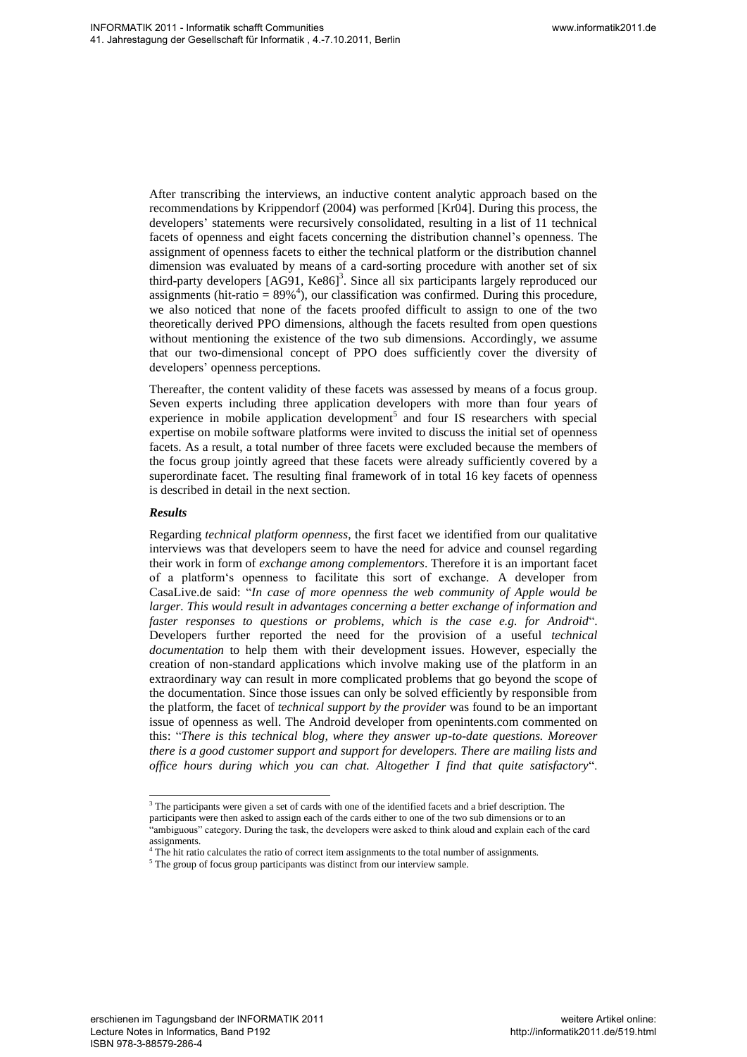After transcribing the interviews, an inductive content analytic approach based on the recommendations by Krippendorf (2004) was performed [Kr04]. During this process, the developers' statements were recursively consolidated, resulting in a list of 11 technical facets of openness and eight facets concerning the distribution channel's openness. The assignment of openness facets to either the technical platform or the distribution channel dimension was evaluated by means of a card-sorting procedure with another set of six third-party developers [AG91, Ke86][3]. Since all six participants largely reproduced our assignments (hit-ratio = 89%[4]), our classification was confirmed. During this procedure, we also noticed that none of the facets proofed difficult to assign to one of the two theoretically derived PPO dimensions, although the facets resulted from open questions without mentioning the existence of the two sub dimensions. Accordingly, we assume that our two-dimensional concept of PPO does sufficiently cover the diversity of developers' openness perceptions.

Thereafter, the content validity of these facets was assessed by means of a focus group. Seven experts including three application developers with more than four years of experience in mobile application development[5] and four IS researchers with special expertise on mobile software platforms were invited to discuss the initial set of openness facets. As a result, a total number of three facets were excluded because the members of the focus group jointly agreed that these facets were already sufficiently covered by a superordinate facet. The resulting final framework of in total 16 key facets of openness is described in detail in the next section.

***Results***

Regarding *technical platform openness*, the first facet we identified from our qualitative interviews was that developers seem to have the need for advice and counsel regarding their work in form of *exchange among complementors*. Therefore it is an important facet of a platform's openness to facilitate this sort of exchange. A developer from CasaLive.de said: "*In case of more openness the web community of Apple would be larger. This would result in advantages concerning a better exchange of information and faster responses to questions or problems, which is the case e.g. for Android*". Developers further reported the need for the provision of a useful *technical documentation* to help them with their development issues. However, especially the creation of non-standard applications which involve making use of the platform in an extraordinary way can result in more complicated problems that go beyond the scope of the documentation. Since those issues can only be solved efficiently by responsible from the platform, the facet of *technical support by the provider* was found to be an important issue of openness as well. The Android developer from openintents.com commented on this: "*There is this technical blog, where they answer up-to-date questions. Moreover there is a good customer support and support for developers. There are mailing lists and office hours during which you can chat. Altogether I find that quite satisfactory*".

[3] The participants were given a set of cards with one of the identified facets and a brief description. The participants were then asked to assign each of the cards either to one of the two sub dimensions or to an "ambiguous" category. During the task, the developers were asked to think aloud and explain each of the card assignments.

[4] The hit ratio calculates the ratio of correct item assignments to the total number of assignments.

[5] The group of focus group participants was distinct from our interview sample.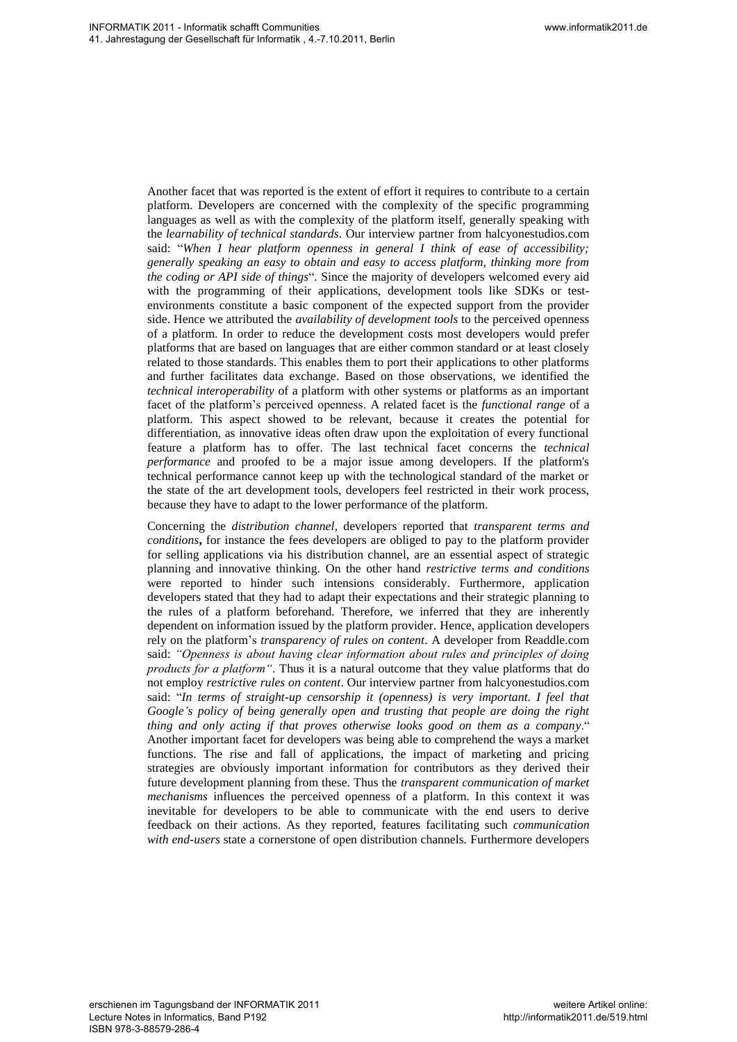Another facet that was reported is the extent of effort it requires to contribute to a certain platform. Developers are concerned with the complexity of the specific programming languages as well as with the complexity of the platform itself, generally speaking with the *learnability of technical standards*. Our interview partner from halcyonestudios.com said: "*When I hear platform openness in general I think of ease of accessibility; generally speaking an easy to obtain and easy to access platform, thinking more from the coding or API side of things*". Since the majority of developers welcomed every aid with the programming of their applications, development tools like SDKs or test-environments constitute a basic component of the expected support from the provider side. Hence we attributed the *availability of development tools* to the perceived openness of a platform. In order to reduce the development costs most developers would prefer platforms that are based on languages that are either common standard or at least closely related to those standards. This enables them to port their applications to other platforms and further facilitates data exchange. Based on those observations, we identified the *technical interoperability* of a platform with other systems or platforms as an important facet of the platform's perceived openness. A related facet is the *functional range* of a platform. This aspect showed to be relevant, because it creates the potential for differentiation, as innovative ideas often draw upon the exploitation of every functional feature a platform has to offer. The last technical facet concerns the *technical performance* and proofed to be a major issue among developers. If the platform's technical performance cannot keep up with the technological standard of the market or the state of the art development tools, developers feel restricted in their work process, because they have to adapt to the lower performance of the platform.

Concerning the *distribution channel*, developers reported that *transparent terms and conditions***,** for instance the fees developers are obliged to pay to the platform provider for selling applications via his distribution channel, are an essential aspect of strategic planning and innovative thinking. On the other hand *restrictive terms and conditions* were reported to hinder such intensions considerably. Furthermore, application developers stated that they had to adapt their expectations and their strategic planning to the rules of a platform beforehand. Therefore, we inferred that they are inherently dependent on information issued by the platform provider. Hence, application developers rely on the platform's *transparency of rules on content*. A developer from Readdle.com said: *"Openness is about having clear information about rules and principles of doing products for a platform"*. Thus it is a natural outcome that they value platforms that do not employ *restrictive rules on content*. Our interview partner from halcyonestudios.com said: "*In terms of straight-up censorship it (openness) is very important. I feel that Google's policy of being generally open and trusting that people are doing the right thing and only acting if that proves otherwise looks good on them as a company*." Another important facet for developers was being able to comprehend the ways a market functions. The rise and fall of applications, the impact of marketing and pricing strategies are obviously important information for contributors as they derived their future development planning from these. Thus the *transparent communication of market mechanisms* influences the perceived openness of a platform. In this context it was inevitable for developers to be able to communicate with the end users to derive feedback on their actions. As they reported, features facilitating such *communication with end-users* state a cornerstone of open distribution channels. Furthermore developers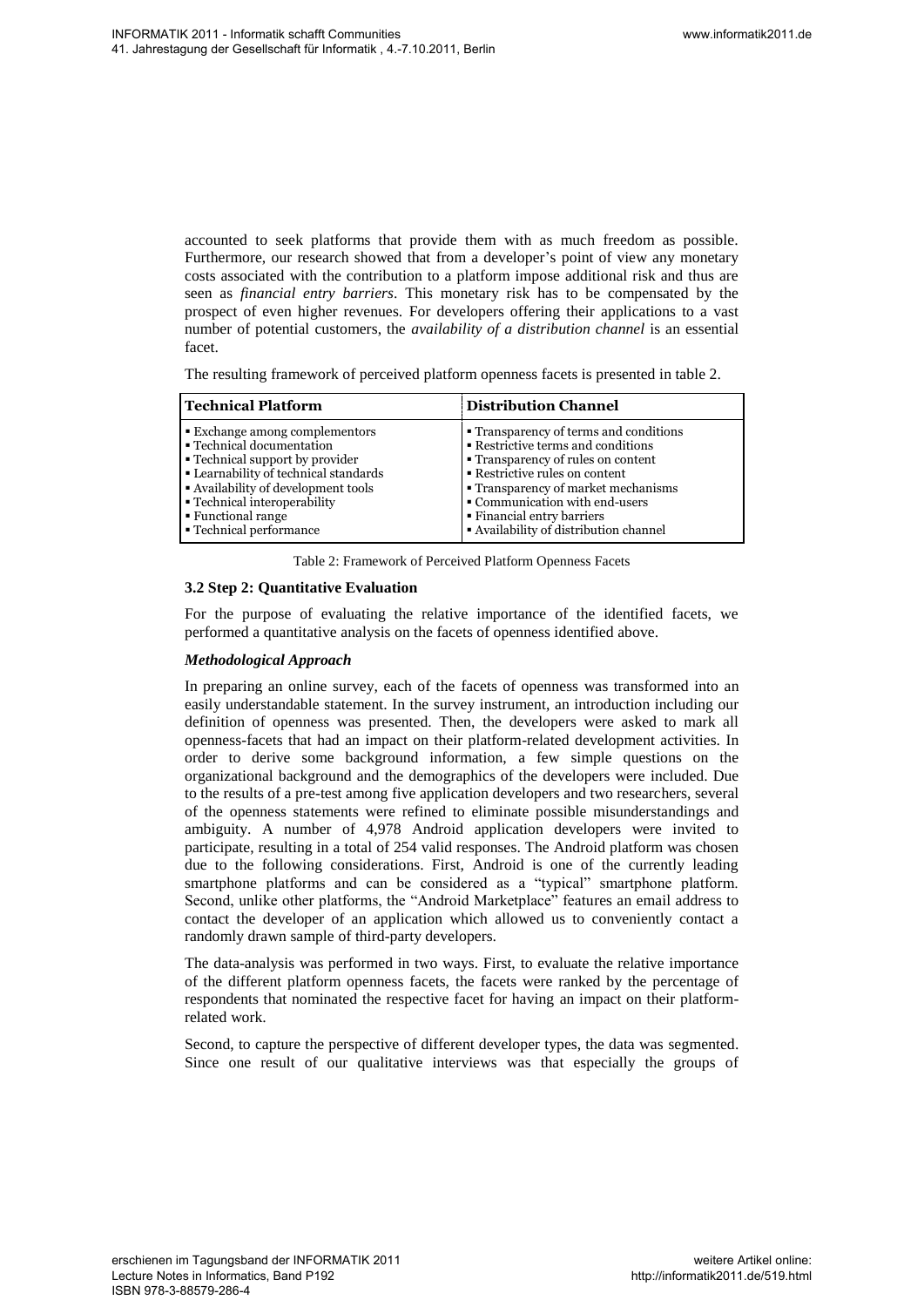accounted to seek platforms that provide them with as much freedom as possible. Furthermore, our research showed that from a developer's point of view any monetary costs associated with the contribution to a platform impose additional risk and thus are seen as *financial entry barriers*. This monetary risk has to be compensated by the prospect of even higher revenues. For developers offering their applications to a vast number of potential customers, the *availability of a distribution channel* is an essential facet.

The resulting framework of perceived platform openness facets is presented in table 2.

| Technical Platform | Distribution Channel |
|---|---|
| ▪ Exchange among complementors<br>▪ Technical documentation<br>▪ Technical support by provider<br>▪ Learnability of technical standards<br>▪ Availability of development tools<br>▪ Technical interoperability<br>▪ Functional range<br>▪ Technical performance | ▪ Transparency of terms and conditions<br>▪ Restrictive terms and conditions<br>▪ Transparency of rules on content<br>▪ Restrictive rules on content<br>▪ Transparency of market mechanisms<br>▪ Communication with end-users<br>▪ Financial entry barriers<br>▪ Availability of distribution channel |

Table 2: Framework of Perceived Platform Openness Facets

### 3.2 Step 2: Quantitative Evaluation

For the purpose of evaluating the relative importance of the identified facets, we performed a quantitative analysis on the facets of openness identified above.

#### *Methodological Approach*

In preparing an online survey, each of the facets of openness was transformed into an easily understandable statement. In the survey instrument, an introduction including our definition of openness was presented. Then, the developers were asked to mark all openness-facets that had an impact on their platform-related development activities. In order to derive some background information, a few simple questions on the organizational background and the demographics of the developers were included. Due to the results of a pre-test among five application developers and two researchers, several of the openness statements were refined to eliminate possible misunderstandings and ambiguity. A number of 4,978 Android application developers were invited to participate, resulting in a total of 254 valid responses. The Android platform was chosen due to the following considerations. First, Android is one of the currently leading smartphone platforms and can be considered as a "typical" smartphone platform. Second, unlike other platforms, the "Android Marketplace" features an email address to contact the developer of an application which allowed us to conveniently contact a randomly drawn sample of third-party developers.

The data-analysis was performed in two ways. First, to evaluate the relative importance of the different platform openness facets, the facets were ranked by the percentage of respondents that nominated the respective facet for having an impact on their platform-related work.

Second, to capture the perspective of different developer types, the data was segmented. Since one result of our qualitative interviews was that especially the groups of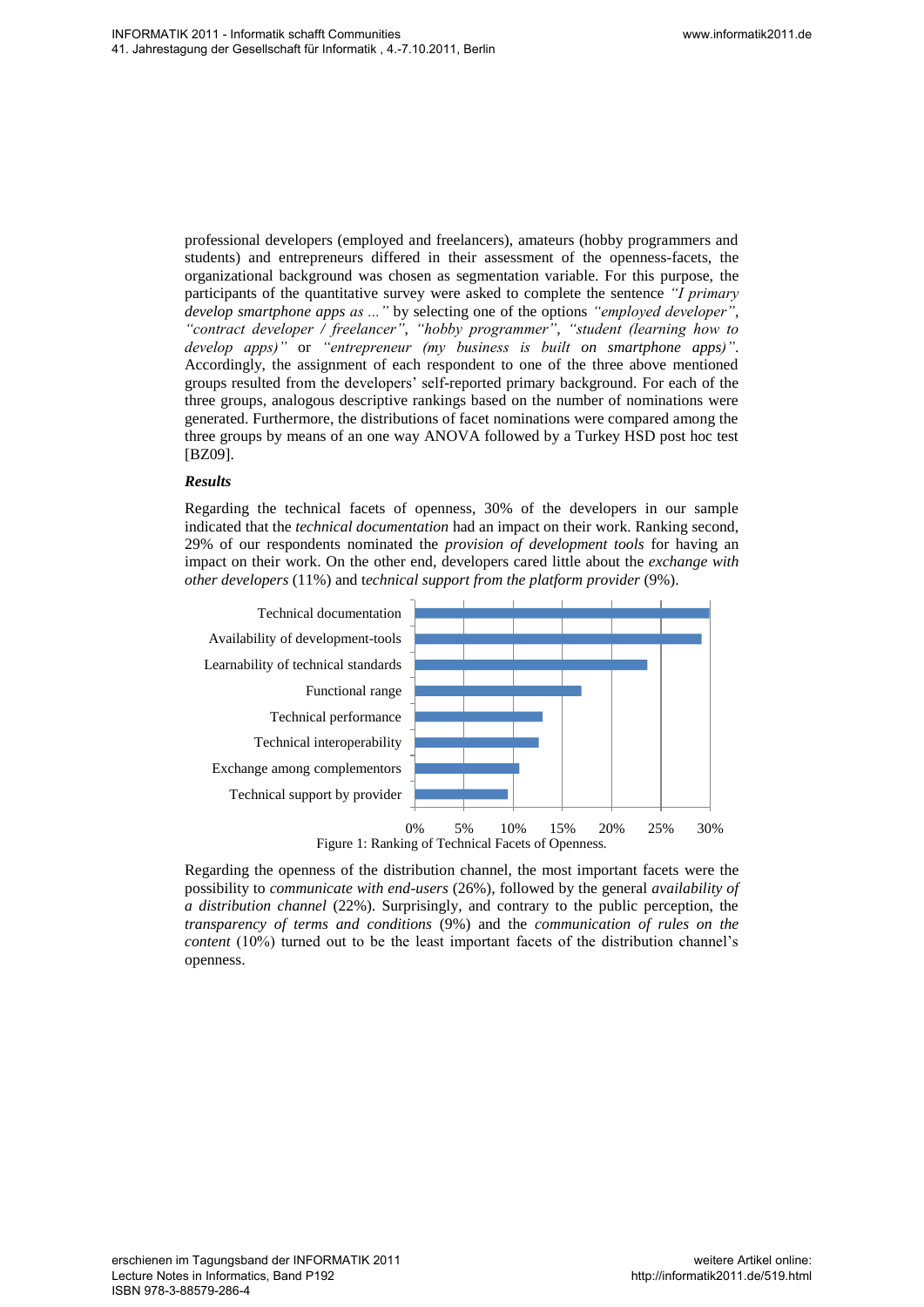professional developers (employed and freelancers), amateurs (hobby programmers and students) and entrepreneurs differed in their assessment of the openness-facets, the organizational background was chosen as segmentation variable. For this purpose, the participants of the quantitative survey were asked to complete the sentence *"I primary develop smartphone apps as ..."* by selecting one of the options *"employed developer"*, *"contract developer / freelancer"*, *"hobby programmer"*, *"student (learning how to develop apps)"* or *"entrepreneur (my business is built on smartphone apps)"*. Accordingly, the assignment of each respondent to one of the three above mentioned groups resulted from the developers' self-reported primary background. For each of the three groups, analogous descriptive rankings based on the number of nominations were generated. Furthermore, the distributions of facet nominations were compared among the three groups by means of an one way ANOVA followed by a Turkey HSD post hoc test [BZ09].

***Results***

Regarding the technical facets of openness, 30% of the developers in our sample indicated that the *technical documentation* had an impact on their work. Ranking second, 29% of our respondents nominated the *provision of development tools* for having an impact on their work. On the other end, developers cared little about the *exchange with other developers* (11%) and t*echnical support from the platform provider* (9%).

| Facet | Share |
|---|---|
| Technical documentation | ~30% |
| Availability of development-tools | ~29% |
| Learnability of technical standards | ~24% |
| Functional range | ~17% |
| Technical performance | ~13% |
| Technical interoperability | ~13% |
| Exchange among complementors | ~11% |
| Technical support by provider | ~9% |

Figure 1: Ranking of Technical Facets of Openness.

Regarding the openness of the distribution channel, the most important facets were the possibility to *communicate with end-users* (26%), followed by the general *availability of a distribution channel* (22%). Surprisingly, and contrary to the public perception, the *transparency of terms and conditions* (9%) and the *communication of rules on the content* (10%) turned out to be the least important facets of the distribution channel's openness.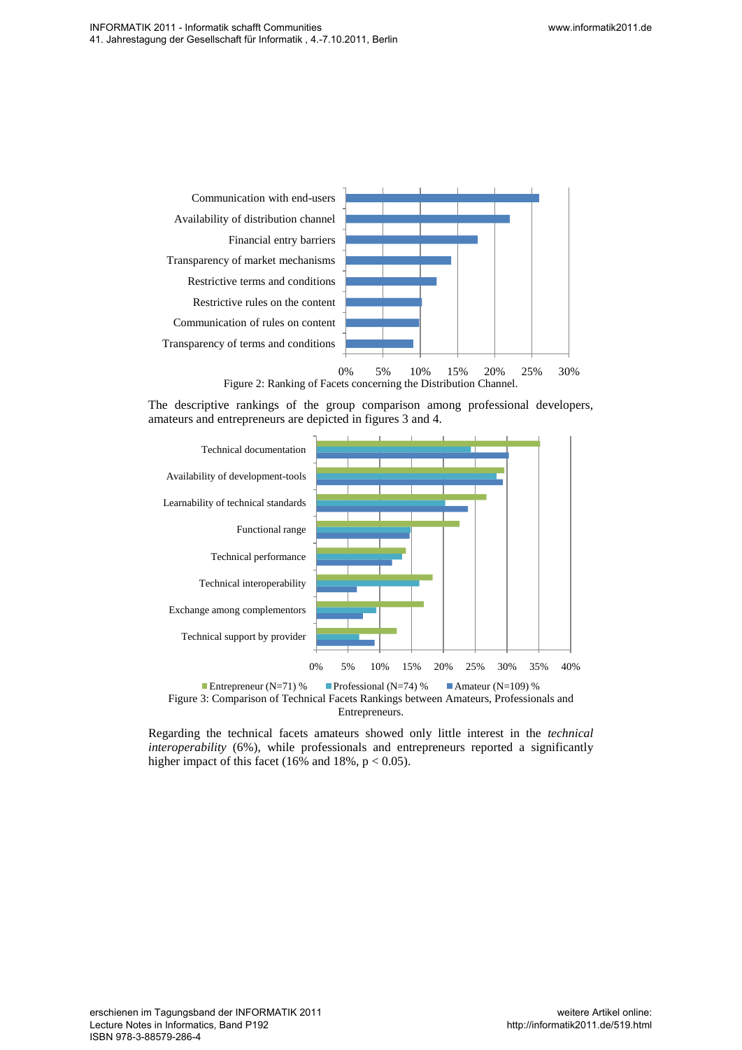Figure 2: Ranking of Facets concerning the Distribution Channel.

The descriptive rankings of the group comparison among professional developers, amateurs and entrepreneurs are depicted in figures 3 and 4.

Figure 3: Comparison of Technical Facets Rankings between Amateurs, Professionals and Entrepreneurs.

Regarding the technical facets amateurs showed only little interest in the *technical interoperability* (6%), while professionals and entrepreneurs reported a significantly higher impact of this facet (16% and 18%, $p < 0.05$).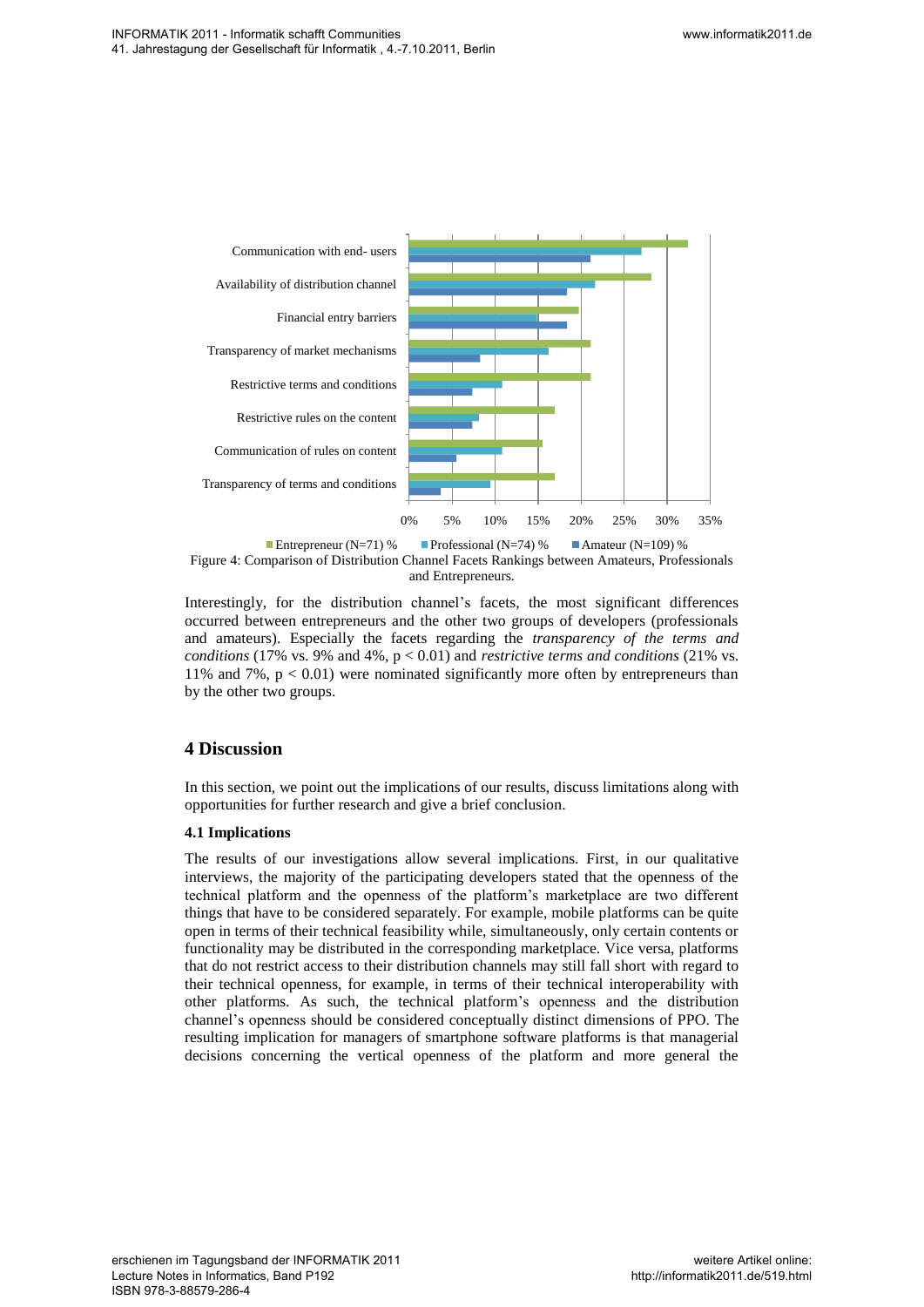Figure 4: Comparison of Distribution Channel Facets Rankings between Amateurs, Professionals and Entrepreneurs.

Interestingly, for the distribution channel's facets, the most significant differences occurred between entrepreneurs and the other two groups of developers (professionals and amateurs). Especially the facets regarding the *transparency of the terms and conditions* (17% vs. 9% and 4%, $p < 0.01$) and *restrictive terms and conditions* (21% vs. 11% and 7%, $p < 0.01$) were nominated significantly more often by entrepreneurs than by the other two groups.

## 4 Discussion

In this section, we point out the implications of our results, discuss limitations along with opportunities for further research and give a brief conclusion.

### 4.1 Implications

The results of our investigations allow several implications. First, in our qualitative interviews, the majority of the participating developers stated that the openness of the technical platform and the openness of the platform's marketplace are two different things that have to be considered separately. For example, mobile platforms can be quite open in terms of their technical feasibility while, simultaneously, only certain contents or functionality may be distributed in the corresponding marketplace. Vice versa, platforms that do not restrict access to their distribution channels may still fall short with regard to their technical openness, for example, in terms of their technical interoperability with other platforms. As such, the technical platform's openness and the distribution channel's openness should be considered conceptually distinct dimensions of PPO. The resulting implication for managers of smartphone software platforms is that managerial decisions concerning the vertical openness of the platform and more general the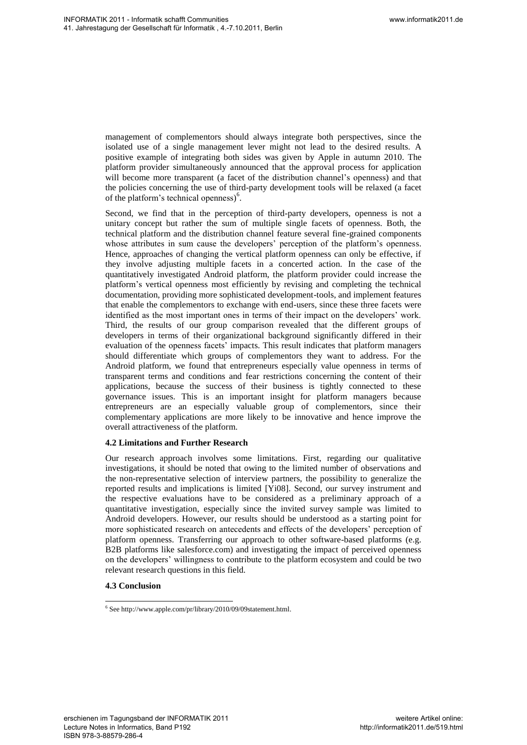management of complementors should always integrate both perspectives, since the isolated use of a single management lever might not lead to the desired results. A positive example of integrating both sides was given by Apple in autumn 2010. The platform provider simultaneously announced that the approval process for application will become more transparent (a facet of the distribution channel's openness) and that the policies concerning the use of third-party development tools will be relaxed (a facet of the platform's technical openness)[6].

Second, we find that in the perception of third-party developers, openness is not a unitary concept but rather the sum of multiple single facets of openness. Both, the technical platform and the distribution channel feature several fine-grained components whose attributes in sum cause the developers' perception of the platform's openness. Hence, approaches of changing the vertical platform openness can only be effective, if they involve adjusting multiple facets in a concerted action. In the case of the quantitatively investigated Android platform, the platform provider could increase the platform's vertical openness most efficiently by revising and completing the technical documentation, providing more sophisticated development-tools, and implement features that enable the complementors to exchange with end-users, since these three facets were identified as the most important ones in terms of their impact on the developers' work. Third, the results of our group comparison revealed that the different groups of developers in terms of their organizational background significantly differed in their evaluation of the openness facets' impacts. This result indicates that platform managers should differentiate which groups of complementors they want to address. For the Android platform, we found that entrepreneurs especially value openness in terms of transparent terms and conditions and fear restrictions concerning the content of their applications, because the success of their business is tightly connected to these governance issues. This is an important insight for platform managers because entrepreneurs are an especially valuable group of complementors, since their complementary applications are more likely to be innovative and hence improve the overall attractiveness of the platform.

### 4.2 Limitations and Further Research

Our research approach involves some limitations. First, regarding our qualitative investigations, it should be noted that owing to the limited number of observations and the non-representative selection of interview partners, the possibility to generalize the reported results and implications is limited [Yi08]. Second, our survey instrument and the respective evaluations have to be considered as a preliminary approach of a quantitative investigation, especially since the invited survey sample was limited to Android developers. However, our results should be understood as a starting point for more sophisticated research on antecedents and effects of the developers' perception of platform openness. Transferring our approach to other software-based platforms (e.g. B2B platforms like salesforce.com) and investigating the impact of perceived openness on the developers' willingness to contribute to the platform ecosystem and could be two relevant research questions in this field.

### 4.3 Conclusion

[6] See http://www.apple.com/pr/library/2010/09/09statement.html.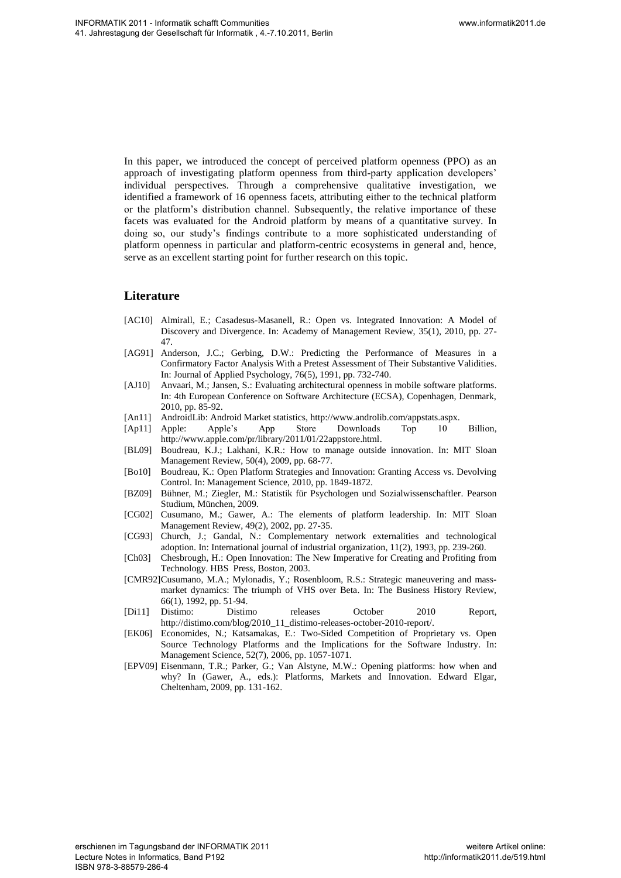In this paper, we introduced the concept of perceived platform openness (PPO) as an approach of investigating platform openness from third-party application developers' individual perspectives. Through a comprehensive qualitative investigation, we identified a framework of 16 openness facets, attributing either to the technical platform or the platform's distribution channel. Subsequently, the relative importance of these facets was evaluated for the Android platform by means of a quantitative survey. In doing so, our study's findings contribute to a more sophisticated understanding of platform openness in particular and platform-centric ecosystems in general and, hence, serve as an excellent starting point for further research on this topic.

## Literature

- [AC10] Almirall, E.; Casadesus-Masanell, R.: Open vs. Integrated Innovation: A Model of Discovery and Divergence. In: Academy of Management Review, 35(1), 2010, pp. 27-47.
- [AG91] Anderson, J.C.; Gerbing, D.W.: Predicting the Performance of Measures in a Confirmatory Factor Analysis With a Pretest Assessment of Their Substantive Validities. In: Journal of Applied Psychology, 76(5), 1991, pp. 732-740.
- [AJ10] Anvaari, M.; Jansen, S.: Evaluating architectural openness in mobile software platforms. In: 4th European Conference on Software Architecture (ECSA), Copenhagen, Denmark, 2010, pp. 85-92.
- [An11] AndroidLib: Android Market statistics, http://www.androlib.com/appstats.aspx.
- [Ap11] Apple: Apple's App Store Downloads Top 10 Billion, http://www.apple.com/pr/library/2011/01/22appstore.html.
- [BL09] Boudreau, K.J.; Lakhani, K.R.: How to manage outside innovation. In: MIT Sloan Management Review, 50(4), 2009, pp. 68-77.
- [Bo10] Boudreau, K.: Open Platform Strategies and Innovation: Granting Access vs. Devolving Control. In: Management Science, 2010, pp. 1849-1872.
- [BZ09] Bühner, M.; Ziegler, M.: Statistik für Psychologen und Sozialwissenschaftler. Pearson Studium, München, 2009.
- [CG02] Cusumano, M.; Gawer, A.: The elements of platform leadership. In: MIT Sloan Management Review, 49(2), 2002, pp. 27-35.
- [CG93] Church, J.; Gandal, N.: Complementary network externalities and technological adoption. In: International journal of industrial organization, 11(2), 1993, pp. 239-260.
- [Ch03] Chesbrough, H.: Open Innovation: The New Imperative for Creating and Profiting from Technology. HBS Press, Boston, 2003.
- [CMR92] Cusumano, M.A.; Mylonadis, Y.; Rosenbloom, R.S.: Strategic maneuvering and mass-market dynamics: The triumph of VHS over Beta. In: The Business History Review, 66(1), 1992, pp. 51-94.
- [Di11] Distimo: Distimo releases October 2010 Report, http://distimo.com/blog/2010_11_distimo-releases-october-2010-report/.
- [EK06] Economides, N.; Katsamakas, E.: Two-Sided Competition of Proprietary vs. Open Source Technology Platforms and the Implications for the Software Industry. In: Management Science, 52(7), 2006, pp. 1057-1071.
- [EPV09] Eisenmann, T.R.; Parker, G.; Van Alstyne, M.W.: Opening platforms: how when and why? In (Gawer, A., eds.): Platforms, Markets and Innovation. Edward Elgar, Cheltenham, 2009, pp. 131-162.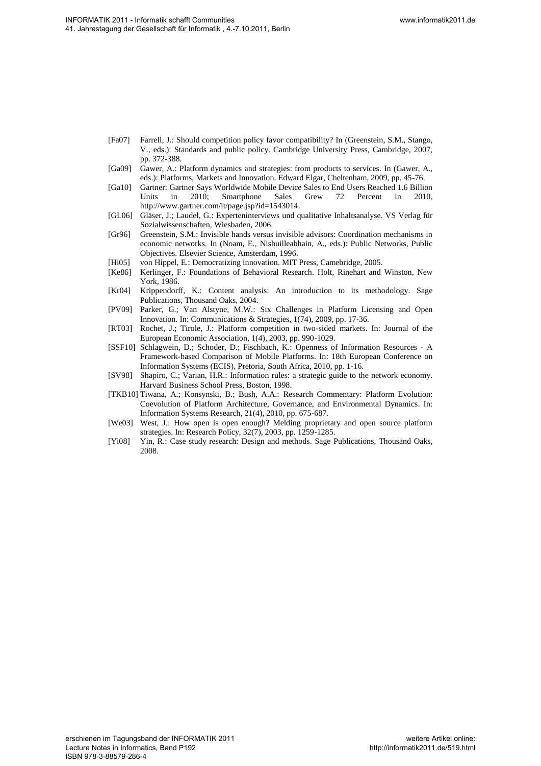[Fa07] Farrell, J.: Should competition policy favor compatibility? In (Greenstein, S.M., Stango, V., eds.): Standards and public policy. Cambridge University Press, Cambridge, 2007, pp. 372-388.

[Ga09] Gawer, A.: Platform dynamics and strategies: from products to services. In (Gawer, A., eds.): Platforms, Markets and Innovation. Edward Elgar, Cheltenham, 2009, pp. 45-76.

[Ga10] Gartner: Gartner Says Worldwide Mobile Device Sales to End Users Reached 1.6 Billion Units in 2010; Smartphone Sales Grew 72 Percent in 2010, http://www.gartner.com/it/page.jsp?id=1543014.

[GL06] Gläser, J.; Laudel, G.: Experteninterviews und qualitative Inhaltsanalyse. VS Verlag für Sozialwissenschaften, Wiesbaden, 2006.

[Gr96] Greenstein, S.M.: Invisible hands versus invisible advisors: Coordination mechanisms in economic networks. In (Noam, E., Nishuilleabhain, A., eds.): Public Networks, Public Objectives. Elsevier Science, Amsterdam, 1996.

[Hi05] von Hippel, E.: Democratizing innovation. MIT Press, Camebridge, 2005.

[Ke86] Kerlinger, F.: Foundations of Behavioral Research. Holt, Rinehart and Winston, New York, 1986.

[Kr04] Krippendorff, K.: Content analysis: An introduction to its methodology. Sage Publications, Thousand Oaks, 2004.

[PV09] Parker, G.; Van Alstyne, M.W.: Six Challenges in Platform Licensing and Open Innovation. In: Communications & Strategies, 1(74), 2009, pp. 17-36.

[RT03] Rochet, J.; Tirole, J.: Platform competition in two-sided markets. In: Journal of the European Economic Association, 1(4), 2003, pp. 990-1029.

[SSF10] Schlagwein, D.; Schoder, D.; Fischbach, K.: Openness of Information Resources - A Framework-based Comparison of Mobile Platforms. In: 18th European Conference on Information Systems (ECIS), Pretoria, South Africa, 2010, pp. 1-16.

[SV98] Shapiro, C.; Varian, H.R.: Information rules: a strategic guide to the network economy. Harvard Business School Press, Boston, 1998.

[TKB10] Tiwana, A.; Konsynski, B.; Bush, A.A.: Research Commentary: Platform Evolution: Coevolution of Platform Architecture, Governance, and Environmental Dynamics. In: Information Systems Research, 21(4), 2010, pp. 675-687.

[We03] West, J.: How open is open enough? Melding proprietary and open source platform strategies. In: Research Policy, 32(7), 2003, pp. 1259-1285.

[Yi08] Yin, R.: Case study research: Design and methods. Sage Publications, Thousand Oaks, 2008.